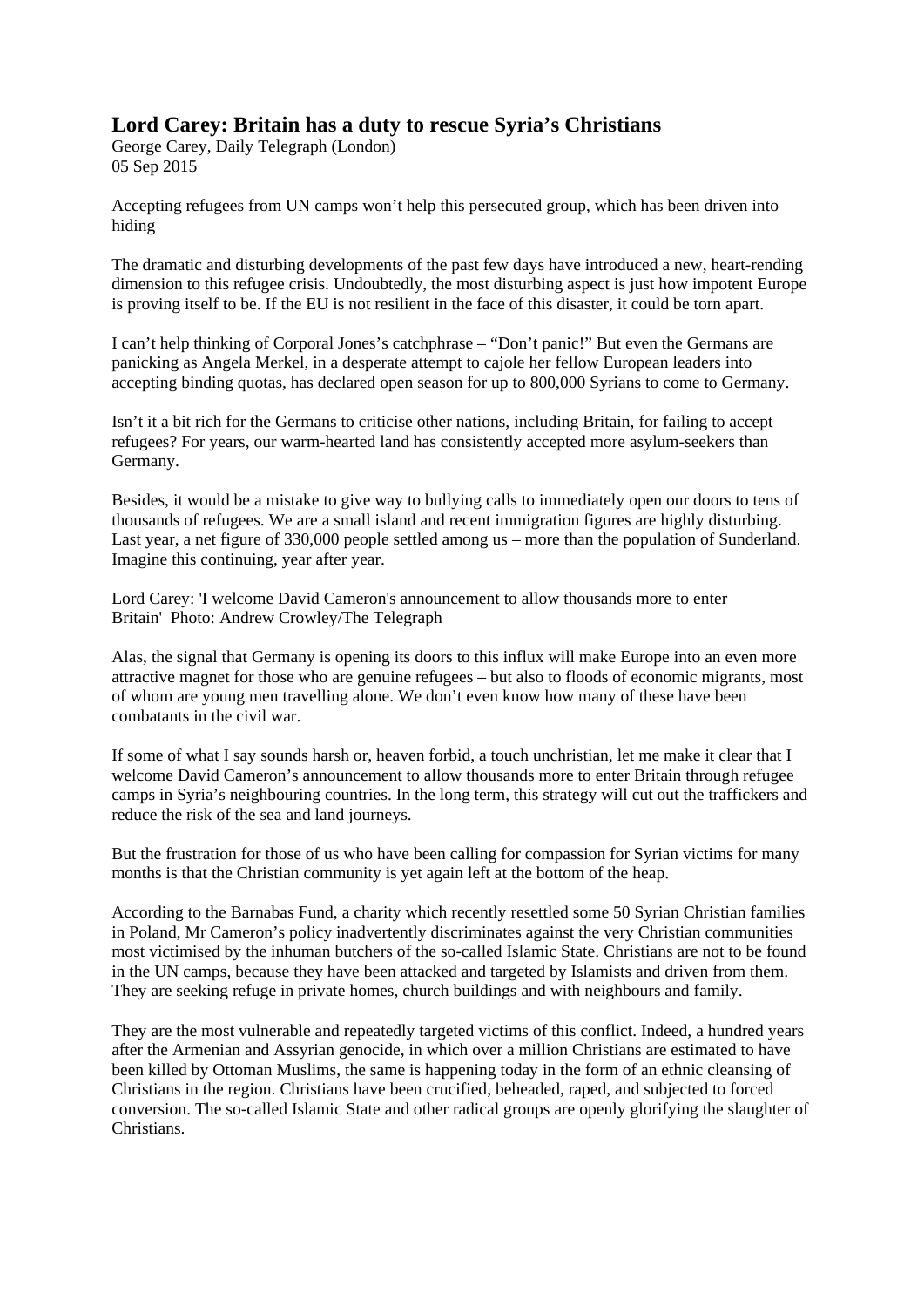# Lord Carey: Britain has a duty to rescue Syria's Christians

George Carey, Daily Telegraph (London)
05 Sep 2015

Accepting refugees from UN camps won't help this persecuted group, which has been driven into hiding

The dramatic and disturbing developments of the past few days have introduced a new, heart-rending dimension to this refugee crisis. Undoubtedly, the most disturbing aspect is just how impotent Europe is proving itself to be. If the EU is not resilient in the face of this disaster, it could be torn apart.

I can't help thinking of Corporal Jones's catchphrase – "Don't panic!" But even the Germans are panicking as Angela Merkel, in a desperate attempt to cajole her fellow European leaders into accepting binding quotas, has declared open season for up to 800,000 Syrians to come to Germany.

Isn't it a bit rich for the Germans to criticise other nations, including Britain, for failing to accept refugees? For years, our warm-hearted land has consistently accepted more asylum-seekers than Germany.

Besides, it would be a mistake to give way to bullying calls to immediately open our doors to tens of thousands of refugees. We are a small island and recent immigration figures are highly disturbing. Last year, a net figure of 330,000 people settled among us – more than the population of Sunderland. Imagine this continuing, year after year.

Lord Carey: 'I welcome David Cameron's announcement to allow thousands more to enter Britain' Photo: Andrew Crowley/The Telegraph

Alas, the signal that Germany is opening its doors to this influx will make Europe into an even more attractive magnet for those who are genuine refugees – but also to floods of economic migrants, most of whom are young men travelling alone. We don't even know how many of these have been combatants in the civil war.

If some of what I say sounds harsh or, heaven forbid, a touch unchristian, let me make it clear that I welcome David Cameron's announcement to allow thousands more to enter Britain through refugee camps in Syria's neighbouring countries. In the long term, this strategy will cut out the traffickers and reduce the risk of the sea and land journeys.

But the frustration for those of us who have been calling for compassion for Syrian victims for many months is that the Christian community is yet again left at the bottom of the heap.

According to the Barnabas Fund, a charity which recently resettled some 50 Syrian Christian families in Poland, Mr Cameron's policy inadvertently discriminates against the very Christian communities most victimised by the inhuman butchers of the so-called Islamic State. Christians are not to be found in the UN camps, because they have been attacked and targeted by Islamists and driven from them. They are seeking refuge in private homes, church buildings and with neighbours and family.

They are the most vulnerable and repeatedly targeted victims of this conflict. Indeed, a hundred years after the Armenian and Assyrian genocide, in which over a million Christians are estimated to have been killed by Ottoman Muslims, the same is happening today in the form of an ethnic cleansing of Christians in the region. Christians have been crucified, beheaded, raped, and subjected to forced conversion. The so-called Islamic State and other radical groups are openly glorifying the slaughter of Christians.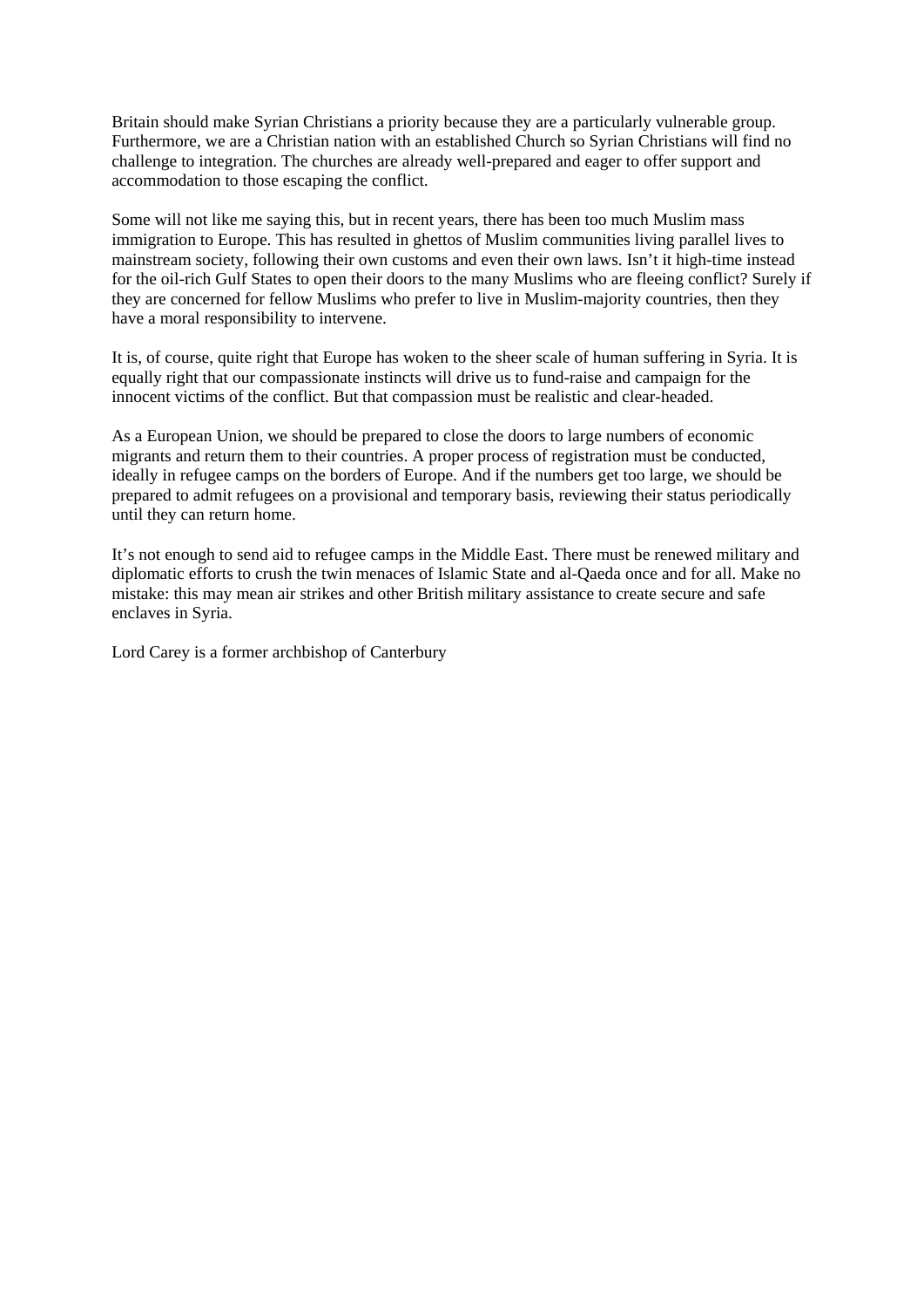Britain should make Syrian Christians a priority because they are a particularly vulnerable group. Furthermore, we are a Christian nation with an established Church so Syrian Christians will find no challenge to integration. The churches are already well-prepared and eager to offer support and accommodation to those escaping the conflict.

Some will not like me saying this, but in recent years, there has been too much Muslim mass immigration to Europe. This has resulted in ghettos of Muslim communities living parallel lives to mainstream society, following their own customs and even their own laws. Isn't it high-time instead for the oil-rich Gulf States to open their doors to the many Muslims who are fleeing conflict? Surely if they are concerned for fellow Muslims who prefer to live in Muslim-majority countries, then they have a moral responsibility to intervene.

It is, of course, quite right that Europe has woken to the sheer scale of human suffering in Syria. It is equally right that our compassionate instincts will drive us to fund-raise and campaign for the innocent victims of the conflict. But that compassion must be realistic and clear-headed.

As a European Union, we should be prepared to close the doors to large numbers of economic migrants and return them to their countries. A proper process of registration must be conducted, ideally in refugee camps on the borders of Europe. And if the numbers get too large, we should be prepared to admit refugees on a provisional and temporary basis, reviewing their status periodically until they can return home.

It's not enough to send aid to refugee camps in the Middle East. There must be renewed military and diplomatic efforts to crush the twin menaces of Islamic State and al-Qaeda once and for all. Make no mistake: this may mean air strikes and other British military assistance to create secure and safe enclaves in Syria.

Lord Carey is a former archbishop of Canterbury